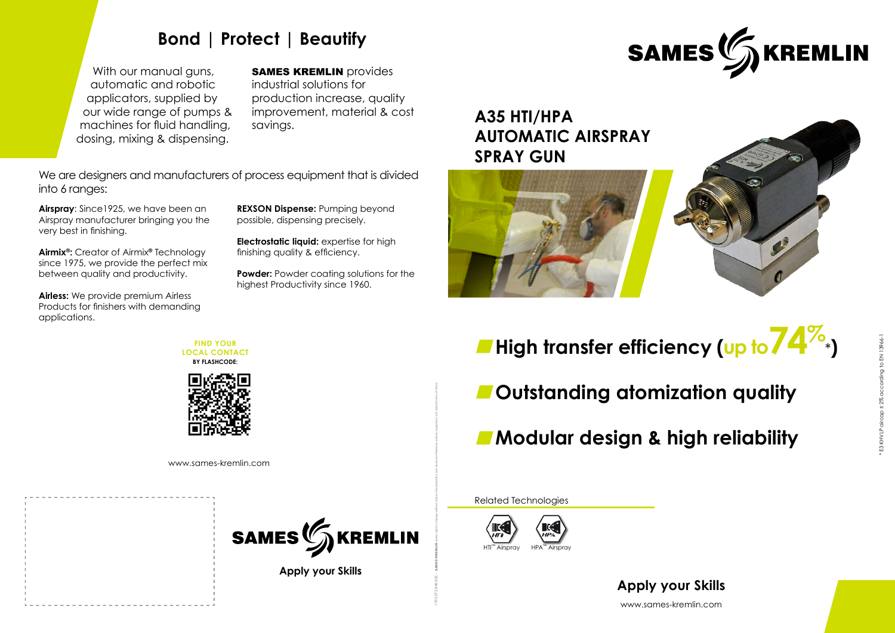## Bond | Protect | Beautify

With our manual guns, automatic and robotic applicators, supplied by our wide range of pumps & machines for fluid handling, dosing, mixing & dispensing.

**SAMES KREMLIN** provides industrial solutions for production increase, quality improvement, material & cost savings.

We are designers and manufacturers of process equipment that is divided into 6 ranges:

**Airspray**: Since1925, we have been an Airspray manufacturer bringing you the very best in finishing.

**Airmix®:** Creator of Airmix® Technology since 1975, we provide the perfect mix between quality and productivity.

**Airless:** We provide premium Airless Products for finishers with demanding applications.

**REXSON Dispense:** Pumping beyond possible, dispensing precisely.

**Electrostatic liquid:** expertise for high finishing quality & efficiency.

**Powder:** Powder coating solutions for the highest Productivity since 1960.

**FIND YOUR LOCAL CONTACT BY FLASHCODE:**

www.sames-kremlin.com

SAMES KREMLIN

**Apply your Skills**

SAMES KREMLIN

# A35 HTI/HPA AUTOMATIC AIRSPRAY SPRAY GUN

- **High transfer efficiency (up to 74%*)**
- **Outstanding atomization quality**
- **Modular design & high reliability**

Related Technologies

HTI™ Airspray HPA™ Airspray

**Apply your Skills**

www.sames-kremlin.com

* E3 KHVLP aircap ± 2% according to EN 13966-1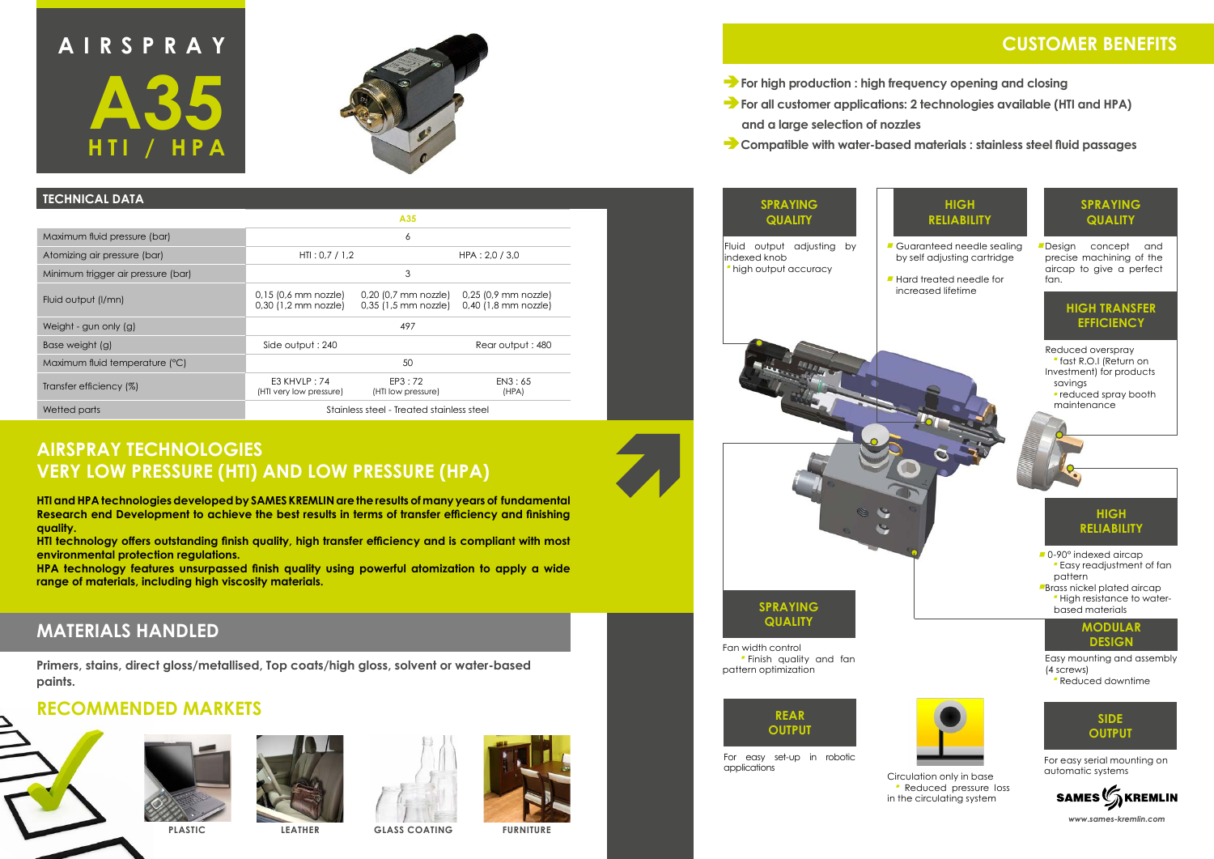# AIRSPRAY

# A35

## HTI / HPA

## CUSTOMER BENEFITS

- For high production : high frequency opening and closing
- For all customer applications: 2 technologies available (HTI and HPA) and a large selection of nozzles
- Compatible with water-based materials : stainless steel fluid passages

## TECHNICAL DATA

| | A35 | | |
|---|---|---|---|
| Maximum fluid pressure (bar) | 6 | | |
| Atomizing air pressure (bar) | HTI : 0,7 / 1,2 | | HPA : 2,0 / 3,0 |
| Minimum trigger air pressure (bar) | 3 | | |
| Fluid output (l/mn) | 0,15 (0,6 mm nozzle) 0,30 (1,2 mm nozzle) | 0,20 (0,7 mm nozzle) 0,35 (1,5 mm nozzle) | 0,25 (0,9 mm nozzle) 0,40 (1,8 mm nozzle) |
| Weight - gun only (g) | 497 | | |
| Base weight (g) | Side output : 240 | | Rear output : 480 |
| Maximum fluid temperature (°C) | 50 | | |
| Transfer efficiency (%) | E3 KHVLP : 74 (HTI very low pressure) | EP3 : 72 (HTI low pressure) | EN3 : 65 (HPA) |
| Wetted parts | Stainless steel - Treated stainless steel | | |

## AIRSPRAY TECHNOLOGIES VERY LOW PRESSURE (HTI) AND LOW PRESSURE (HPA)

**HTI and HPA technologies developed by SAMES KREMLIN are the results of many years of fundamental Research end Development to achieve the best results in terms of transfer efficiency and finishing quality.**
**HTI technology offers outstanding finish quality, high transfer efficiency and is compliant with most environmental protection regulations.**
**HPA technology features unsurpassed finish quality using powerful atomization to apply a wide range of materials, including high viscosity materials.**

## MATERIALS HANDLED

**Primers, stains, direct gloss/metallised, Top coats/high gloss, solvent or water-based paints.**

## RECOMMENDED MARKETS

PLASTIC

LEATHER

GLASS COATING

FURNITURE

### SPRAYING QUALITY

Fluid output adjusting by indexed knob
- high output accuracy

### HIGH RELIABILITY

- Guaranteed needle sealing by self adjusting cartridge
- Hard treated needle for increased lifetime

### SPRAYING QUALITY

Design concept and precise machining of the aircap to give a perfect fan.

### HIGH TRANSFER EFFICIENCY

Reduced overspray
- fast R.O.I (Return on Investment) for products savings
- reduced spray booth maintenance

### HIGH RELIABILITY

- 0-90° indexed aircap
  - Easy readjustment of fan pattern
- Brass nickel plated aircap
  - High resistance to water-based materials

### MODULAR DESIGN

Easy mounting and assembly (4 screws)
- Reduced downtime

### SPRAYING QUALITY

Fan width control
- Finish quality and fan pattern optimization

### REAR OUTPUT

For easy set-up in robotic applications

Circulation only in base
- Reduced pressure loss in the circulating system

### SIDE OUTPUT

For easy serial mounting on automatic systems

SAMES KREMLIN

www.sames-kremlin.com